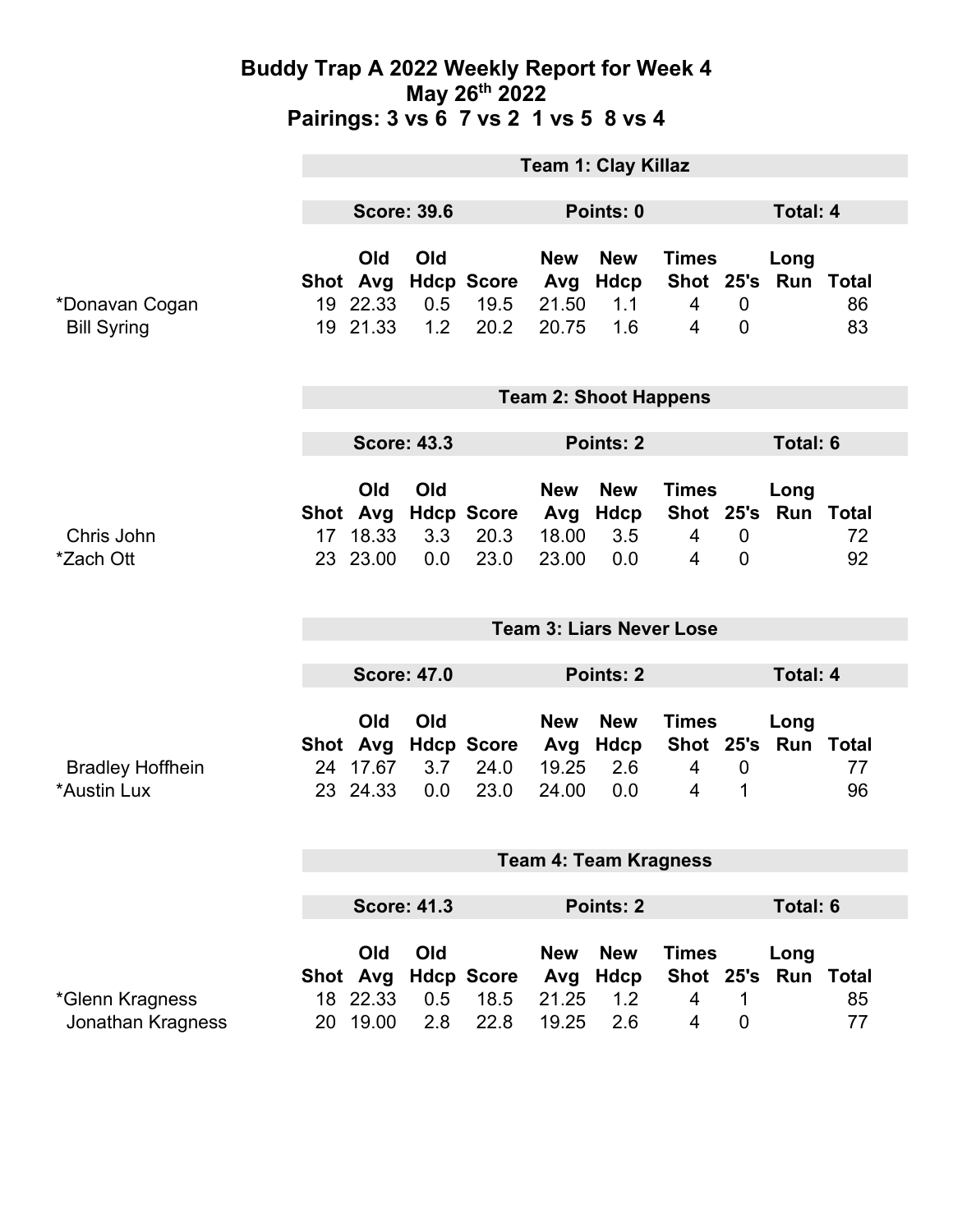# Buddy Trap A 2022 Weekly Report for Week 4
## May 26th 2022
## Pairings: 3 vs 6 7 vs 2 1 vs 5 8 vs 4

### Team 1: Clay Killaz

**Score: 39.6** | **Points: 0** | **Total: 4**

| | Shot | Old Avg | Old Hdcp | Score | New Avg | New Hdcp | Times Shot | 25's | Long Run | Total |
|---|---|---|---|---|---|---|---|---|---|---|
| *Donavan Cogan | 19 | 22.33 | 0.5 | 19.5 | 21.50 | 1.1 | 4 | 0 | | 86 |
| Bill Syring | 19 | 21.33 | 1.2 | 20.2 | 20.75 | 1.6 | 4 | 0 | | 83 |

### Team 2: Shoot Happens

**Score: 43.3** | **Points: 2** | **Total: 6**

| | Shot | Old Avg | Old Hdcp | Score | New Avg | New Hdcp | Times Shot | 25's | Long Run | Total |
|---|---|---|---|---|---|---|---|---|---|---|
| Chris John | 17 | 18.33 | 3.3 | 20.3 | 18.00 | 3.5 | 4 | 0 | | 72 |
| *Zach Ott | 23 | 23.00 | 0.0 | 23.0 | 23.00 | 0.0 | 4 | 0 | | 92 |

### Team 3: Liars Never Lose

**Score: 47.0** | **Points: 2** | **Total: 4**

| | Shot | Old Avg | Old Hdcp | Score | New Avg | New Hdcp | Times Shot | 25's | Long Run | Total |
|---|---|---|---|---|---|---|---|---|---|---|
| Bradley Hoffhein | 24 | 17.67 | 3.7 | 24.0 | 19.25 | 2.6 | 4 | 0 | | 77 |
| *Austin Lux | 23 | 24.33 | 0.0 | 23.0 | 24.00 | 0.0 | 4 | 1 | | 96 |

### Team 4: Team Kragness

**Score: 41.3** | **Points: 2** | **Total: 6**

| | Shot | Old Avg | Old Hdcp | Score | New Avg | New Hdcp | Times Shot | 25's | Long Run | Total |
|---|---|---|---|---|---|---|---|---|---|---|
| *Glenn Kragness | 18 | 22.33 | 0.5 | 18.5 | 21.25 | 1.2 | 4 | 1 | | 85 |
| Jonathan Kragness | 20 | 19.00 | 2.8 | 22.8 | 19.25 | 2.6 | 4 | 0 | | 77 |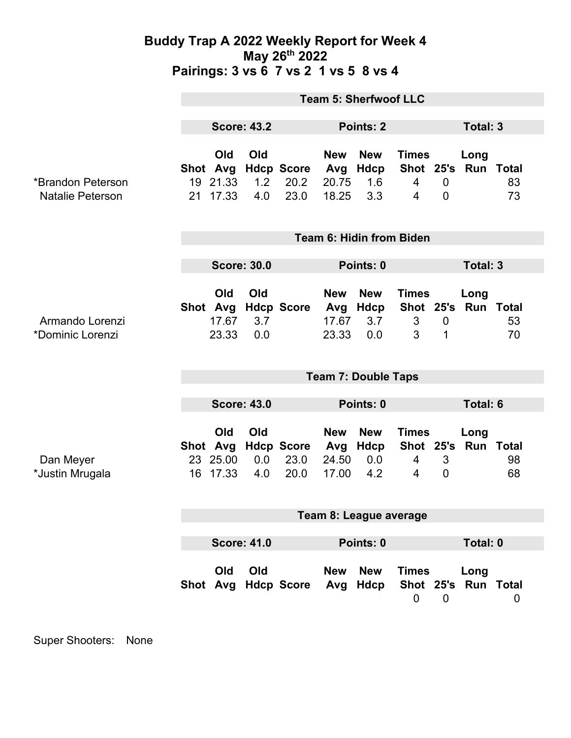# Buddy Trap A 2022 Weekly Report for Week 4
## May 26th 2022
## Pairings: 3 vs 6  7 vs 2  1 vs 5  8 vs 4

### Team 5: Sherfwoof LLC

**Score: 43.2** | **Points: 2** | **Total: 3**

| | Shot | Old Avg | Old Hdcp | Score | New Avg | New Hdcp | Times Shot | 25's | Long Run | Total |
|---|---|---|---|---|---|---|---|---|---|---|
| *Brandon Peterson | 19 | 21.33 | 1.2 | 20.2 | 20.75 | 1.6 | 4 | 0 | | 83 |
| Natalie Peterson | 21 | 17.33 | 4.0 | 23.0 | 18.25 | 3.3 | 4 | 0 | | 73 |

### Team 6: Hidin from Biden

**Score: 30.0** | **Points: 0** | **Total: 3**

| | Shot | Old Avg | Old Hdcp | Score | New Avg | New Hdcp | Times Shot | 25's | Long Run | Total |
|---|---|---|---|---|---|---|---|---|---|---|
| Armando Lorenzi | | 17.67 | 3.7 | | 17.67 | 3.7 | 3 | 0 | | 53 |
| *Dominic Lorenzi | | 23.33 | 0.0 | | 23.33 | 0.0 | 3 | 1 | | 70 |

### Team 7: Double Taps

**Score: 43.0** | **Points: 0** | **Total: 6**

| | Shot | Old Avg | Old Hdcp | Score | New Avg | New Hdcp | Times Shot | 25's | Long Run | Total |
|---|---|---|---|---|---|---|---|---|---|---|
| Dan Meyer | 23 | 25.00 | 0.0 | 23.0 | 24.50 | 0.0 | 4 | 3 | | 98 |
| *Justin Mrugala | 16 | 17.33 | 4.0 | 20.0 | 17.00 | 4.2 | 4 | 0 | | 68 |

### Team 8: League average

**Score: 41.0** | **Points: 0** | **Total: 0**

| | Shot | Old Avg | Old Hdcp | Score | New Avg | New Hdcp | Times Shot | 25's | Long Run | Total |
|---|---|---|---|---|---|---|---|---|---|---|
| | | | | | | | 0 | 0 | | 0 |

Super Shooters: None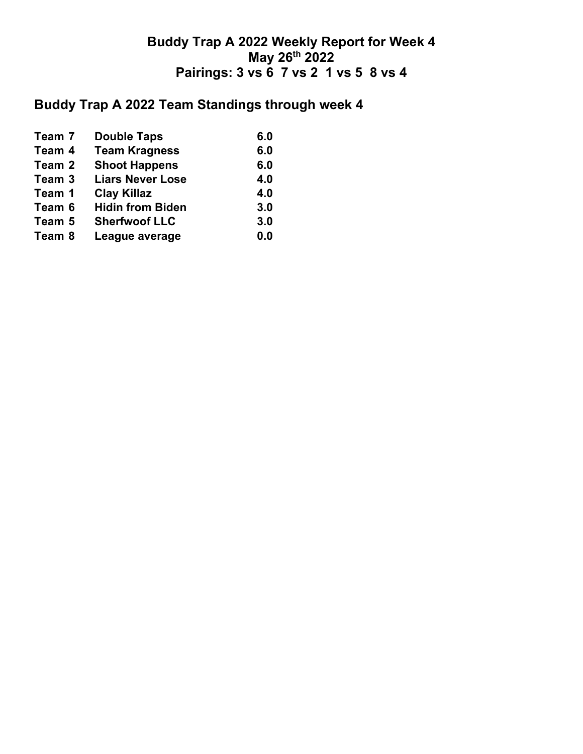# Buddy Trap A 2022 Weekly Report for Week 4
## May 26th 2022
## Pairings: 3 vs 6  7 vs 2  1 vs 5  8 vs 4

## Buddy Trap A 2022 Team Standings through week 4

| | | |
|---|---|---|
| **Team 7** | **Double Taps** | **6.0** |
| **Team 4** | **Team Kragness** | **6.0** |
| **Team 2** | **Shoot Happens** | **6.0** |
| **Team 3** | **Liars Never Lose** | **4.0** |
| **Team 1** | **Clay Killaz** | **4.0** |
| **Team 6** | **Hidin from Biden** | **3.0** |
| **Team 5** | **Sherfwoof LLC** | **3.0** |
| **Team 8** | **League average** | **0.0** |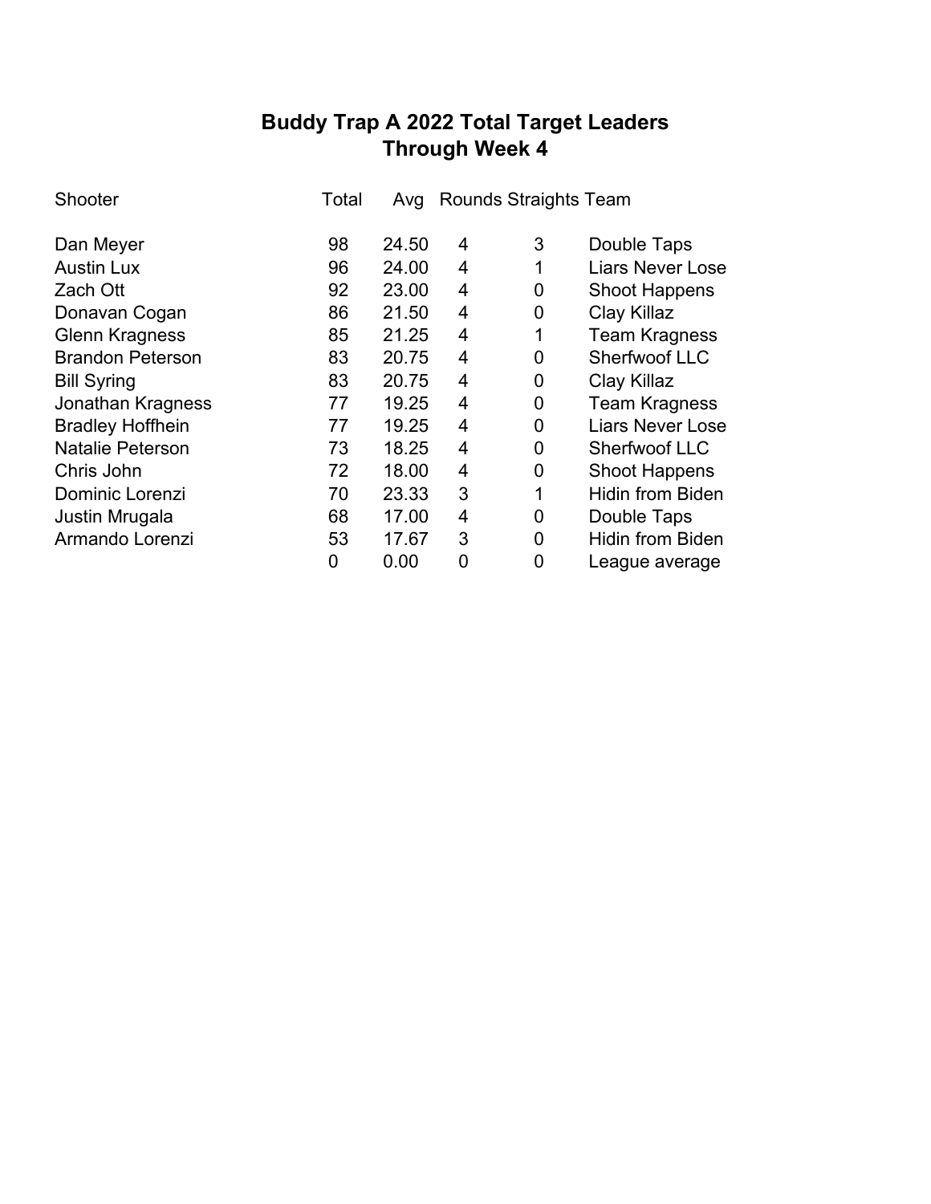# Buddy Trap A 2022 Total Target Leaders
## Through Week 4

| Shooter | Total | Avg | Rounds | Straights | Team |
|---|---|---|---|---|---|
| Dan Meyer | 98 | 24.50 | 4 | 3 | Double Taps |
| Austin Lux | 96 | 24.00 | 4 | 1 | Liars Never Lose |
| Zach Ott | 92 | 23.00 | 4 | 0 | Shoot Happens |
| Donavan Cogan | 86 | 21.50 | 4 | 0 | Clay Killaz |
| Glenn Kragness | 85 | 21.25 | 4 | 1 | Team Kragness |
| Brandon Peterson | 83 | 20.75 | 4 | 0 | Sherfwoof LLC |
| Bill Syring | 83 | 20.75 | 4 | 0 | Clay Killaz |
| Jonathan Kragness | 77 | 19.25 | 4 | 0 | Team Kragness |
| Bradley Hoffhein | 77 | 19.25 | 4 | 0 | Liars Never Lose |
| Natalie Peterson | 73 | 18.25 | 4 | 0 | Sherfwoof LLC |
| Chris John | 72 | 18.00 | 4 | 0 | Shoot Happens |
| Dominic Lorenzi | 70 | 23.33 | 3 | 1 | Hidin from Biden |
| Justin Mrugala | 68 | 17.00 | 4 | 0 | Double Taps |
| Armando Lorenzi | 53 | 17.67 | 3 | 0 | Hidin from Biden |
| | 0 | 0.00 | 0 | 0 | League average |